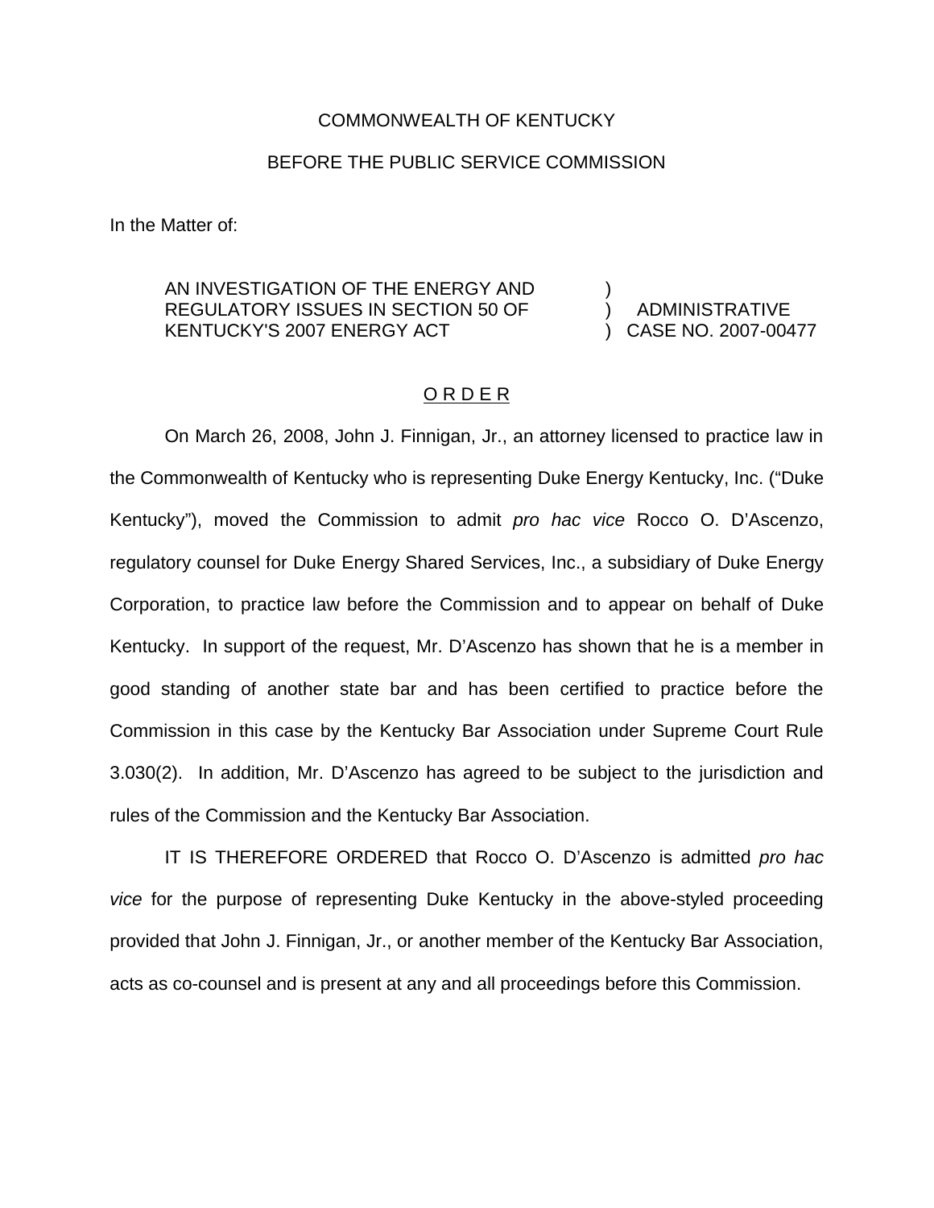COMMONWEALTH OF KENTUCKY

BEFORE THE PUBLIC SERVICE COMMISSION

In the Matter of:

AN INVESTIGATION OF THE ENERGY AND REGULATORY ISSUES IN SECTION 50 OF KENTUCKY'S 2007 ENERGY ACT ) ADMINISTRATIVE CASE NO. 2007-00477

## O R D E R

On March 26, 2008, John J. Finnigan, Jr., an attorney licensed to practice law in the Commonwealth of Kentucky who is representing Duke Energy Kentucky, Inc. ("Duke Kentucky"), moved the Commission to admit *pro hac vice* Rocco O. D'Ascenzo, regulatory counsel for Duke Energy Shared Services, Inc., a subsidiary of Duke Energy Corporation, to practice law before the Commission and to appear on behalf of Duke Kentucky. In support of the request, Mr. D'Ascenzo has shown that he is a member in good standing of another state bar and has been certified to practice before the Commission in this case by the Kentucky Bar Association under Supreme Court Rule 3.030(2). In addition, Mr. D'Ascenzo has agreed to be subject to the jurisdiction and rules of the Commission and the Kentucky Bar Association.

IT IS THEREFORE ORDERED that Rocco O. D'Ascenzo is admitted *pro hac vice* for the purpose of representing Duke Kentucky in the above-styled proceeding provided that John J. Finnigan, Jr., or another member of the Kentucky Bar Association, acts as co-counsel and is present at any and all proceedings before this Commission.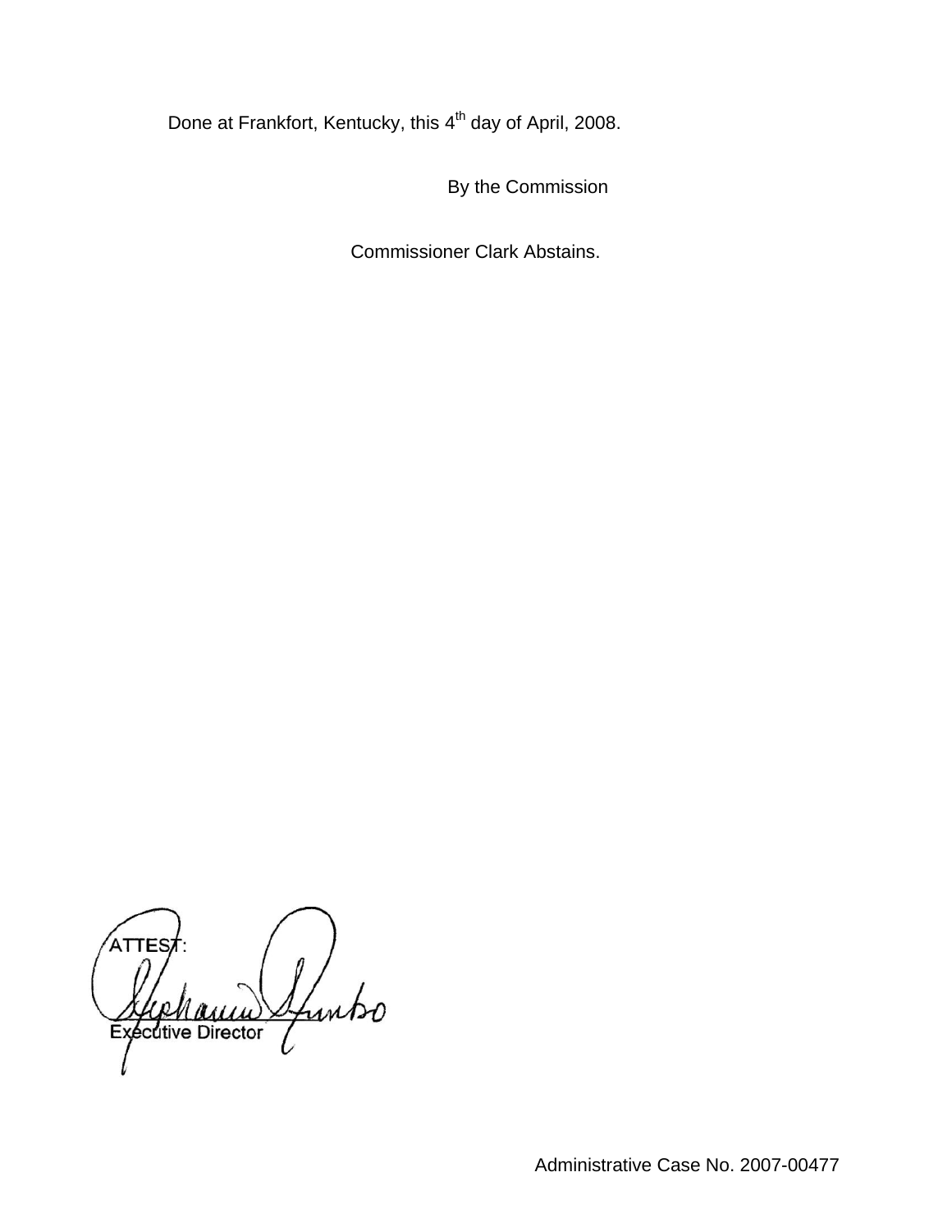Done at Frankfort, Kentucky, this 4th day of April, 2008.

By the Commission

Commissioner Clark Abstains.

ATTEST:

Executive Director

Administrative Case No. 2007-00477